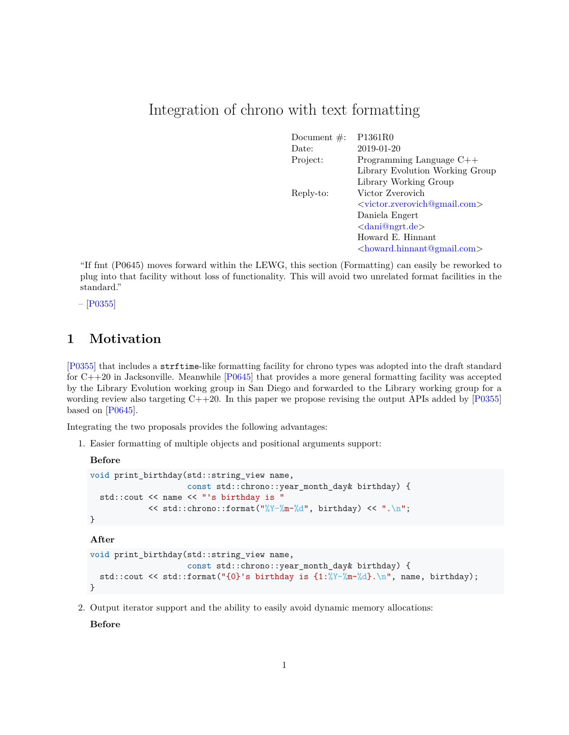# Integration of chrono with text formatting

| | |
|---|---|
| Document #: | P1361R0 |
| Date: | 2019-01-20 |
| Project: | Programming Language C++<br>Library Evolution Working Group<br>Library Working Group |
| Reply-to: | Victor Zverovich<br><victor.zverovich@gmail.com><br>Daniela Engert<br><dani@ngrt.de><br>Howard E. Hinnant<br><howard.hinnant@gmail.com> |

> "If fmt (P0645) moves forward within the LEWG, this section (Formatting) can easily be reworked to plug into that facility without loss of functionality. This will avoid two unrelated format facilities in the standard."
>
> – [P0355]

## 1 Motivation

[P0355] that includes a `strftime`-like formatting facility for chrono types was adopted into the draft standard for C++20 in Jacksonville. Meanwhile [P0645] that provides a more general formatting facility was accepted by the Library Evolution working group in San Diego and forwarded to the Library working group for a wording review also targeting C++20. In this paper we propose revising the output APIs added by [P0355] based on [P0645].

Integrating the two proposals provides the following advantages:

1. Easier formatting of multiple objects and positional arguments support:

   **Before**

   ```
   void print_birthday(std::string_view name,
                       const std::chrono::year_month_day& birthday) {
     std::cout << name << "'s birthday is "
               << std::chrono::format("%Y-%m-%d", birthday) << ".\n";
   }
   ```

   **After**

   ```
   void print_birthday(std::string_view name,
                       const std::chrono::year_month_day& birthday) {
     std::cout << std::format("{0}'s birthday is {1:%Y-%m-%d}.\n", name, birthday);
   }
   ```

2. Output iterator support and the ability to easily avoid dynamic memory allocations:

   **Before**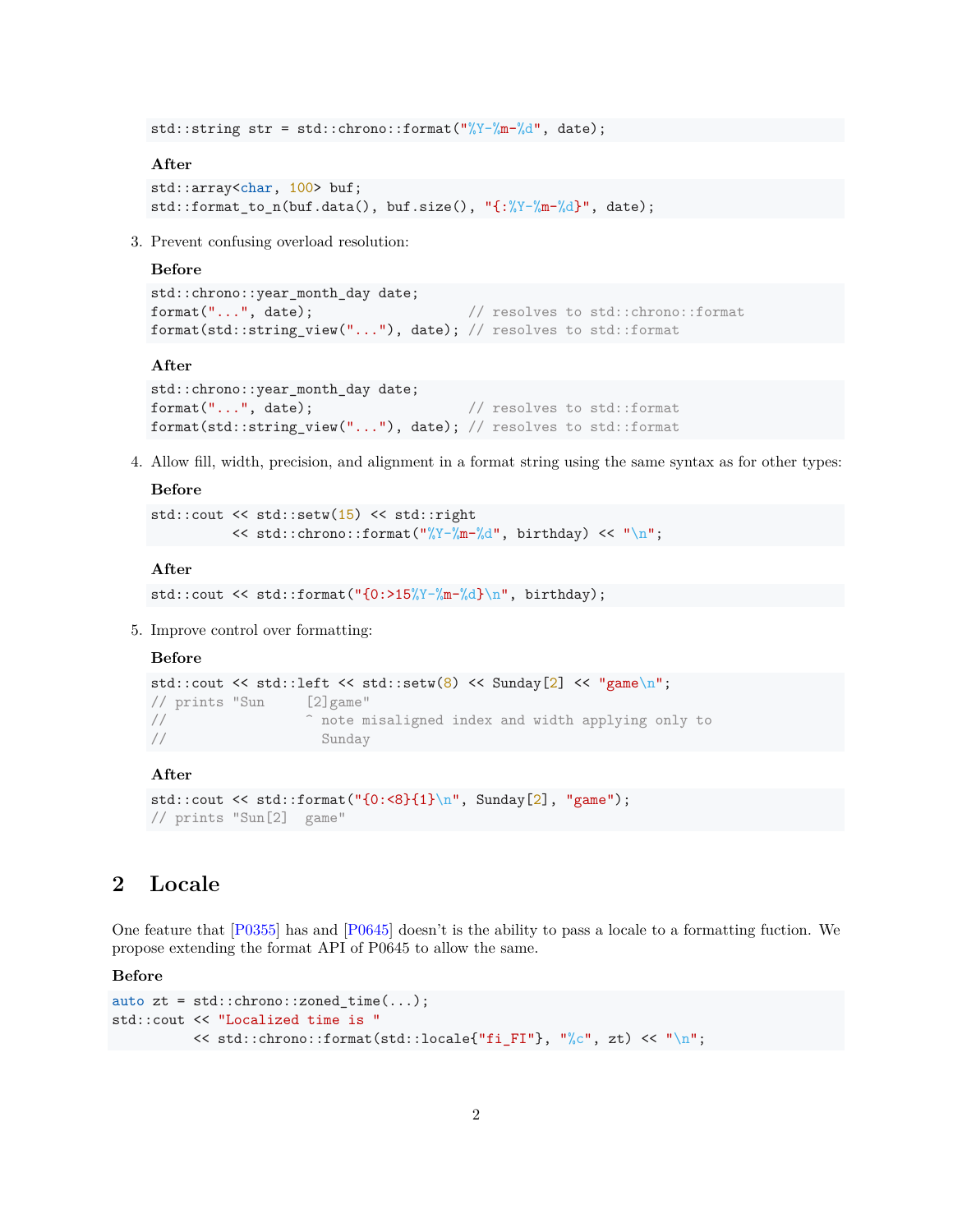```
std::string str = std::chrono::format("%Y-%m-%d", date);
```

**After**

```
std::array<char, 100> buf;
std::format_to_n(buf.data(), buf.size(), "{:%Y-%m-%d}", date);
```

3. Prevent confusing overload resolution:

   **Before**

```
std::chrono::year_month_day date;
format("...", date);                   // resolves to std::chrono::format
format(std::string_view("..."), date); // resolves to std::format
```

   **After**

```
std::chrono::year_month_day date;
format("...", date);                   // resolves to std::format
format(std::string_view("..."), date); // resolves to std::format
```

4. Allow fill, width, precision, and alignment in a format string using the same syntax as for other types:

   **Before**

```
std::cout << std::setw(15) << std::right
          << std::chrono::format("%Y-%m-%d", birthday) << "\n";
```

   **After**

```
std::cout << std::format("{0:>15%Y-%m-%d}\n", birthday);
```

5. Improve control over formatting:

   **Before**

```
std::cout << std::left << std::setw(8) << Sunday[2] << "game\n";
// prints "Sun     [2]game"
//                 ^ note misaligned index and width applying only to
//                   Sunday
```

   **After**

```
std::cout << std::format("{0:<8}{1}\n", Sunday[2], "game");
// prints "Sun[2]  game"
```

## 2 Locale

One feature that [P0355] has and [P0645] doesn't is the ability to pass a locale to a formatting fuction. We propose extending the format API of P0645 to allow the same.

**Before**

```
auto zt = std::chrono::zoned_time(...);
std::cout << "Localized time is "
          << std::chrono::format(std::locale{"fi_FI"}, "%c", zt) << "\n";
```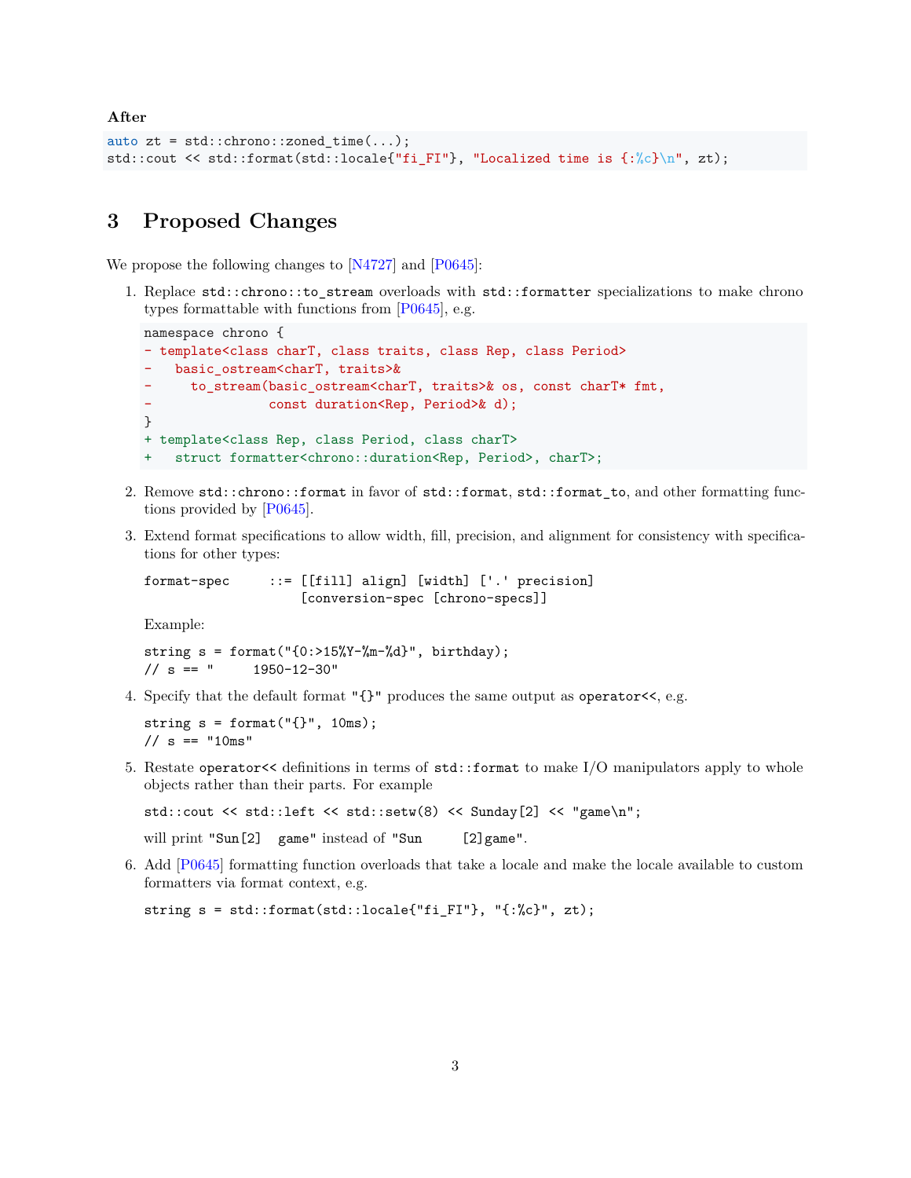**After**

```
auto zt = std::chrono::zoned_time(...);
std::cout << std::format(std::locale{"fi_FI"}, "Localized time is {:%c}\n", zt);
```

# 3 Proposed Changes

We propose the following changes to [N4727] and [P0645]:

1. Replace `std::chrono::to_stream` overloads with `std::formatter` specializations to make chrono types formattable with functions from [P0645], e.g.

   ```
   namespace chrono {
   - template<class charT, class traits, class Rep, class Period>
   -   basic_ostream<charT, traits>&
   -     to_stream(basic_ostream<charT, traits>& os, const charT* fmt,
   -               const duration<Rep, Period>& d);
   }
   + template<class Rep, class Period, class charT>
   +   struct formatter<chrono::duration<Rep, Period>, charT>;
   ```

2. Remove `std::chrono::format` in favor of `std::format`, `std::format_to`, and other formatting functions provided by [P0645].

3. Extend format specifications to allow width, fill, precision, and alignment for consistency with specifications for other types:

   ```
   format-spec     ::= [[fill] align] [width] ['.' precision]
                       [conversion-spec [chrono-specs]]
   ```

   Example:

   ```
   string s = format("{0:>15%Y-%m-%d}", birthday);
   // s == "     1950-12-30"
   ```

4. Specify that the default format `"{}"` produces the same output as `operator<<`, e.g.

   ```
   string s = format("{}", 10ms);
   // s == "10ms"
   ```

5. Restate `operator<<` definitions in terms of `std::format` to make I/O manipulators apply to whole objects rather than their parts. For example

   ```
   std::cout << std::left << std::setw(8) << Sunday[2] << "game\n";
   ```

   will print `"Sun[2]  game"` instead of `"Sun     [2]game"`.

6. Add [P0645] formatting function overloads that take a locale and make the locale available to custom formatters via format context, e.g.

   ```
   string s = std::format(std::locale{"fi_FI"}, "{:%c}", zt);
   ```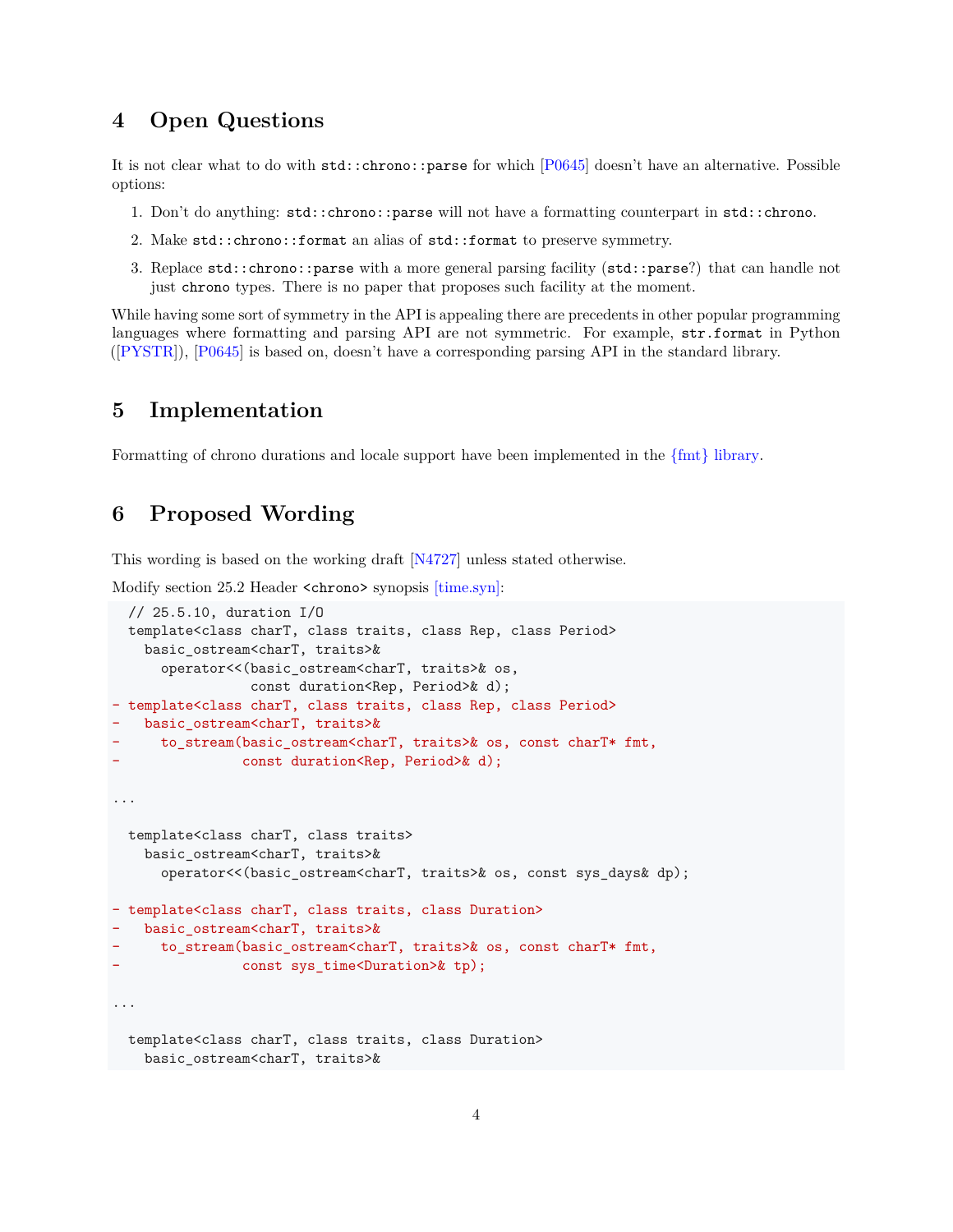## 4 Open Questions

It is not clear what to do with `std::chrono::parse` for which [P0645] doesn't have an alternative. Possible options:

1. Don't do anything: `std::chrono::parse` will not have a formatting counterpart in `std::chrono`.
2. Make `std::chrono::format` an alias of `std::format` to preserve symmetry.
3. Replace `std::chrono::parse` with a more general parsing facility (`std::parse`?) that can handle not just `chrono` types. There is no paper that proposes such facility at the moment.

While having some sort of symmetry in the API is appealing there are precedents in other popular programming languages where formatting and parsing API are not symmetric. For example, `str.format` in Python ([PYSTR]), [P0645] is based on, doesn't have a corresponding parsing API in the standard library.

## 5 Implementation

Formatting of chrono durations and locale support have been implemented in the {fmt} library.

## 6 Proposed Wording

This wording is based on the working draft [N4727] unless stated otherwise.

Modify section 25.2 Header `<chrono>` synopsis [time.syn]:

```
  // 25.5.10, duration I/O
  template<class charT, class traits, class Rep, class Period>
    basic_ostream<charT, traits>&
      operator<<(basic_ostream<charT, traits>& os,
                 const duration<Rep, Period>& d);
- template<class charT, class traits, class Rep, class Period>
-   basic_ostream<charT, traits>&
-     to_stream(basic_ostream<charT, traits>& os, const charT* fmt,
-               const duration<Rep, Period>& d);

...

  template<class charT, class traits>
    basic_ostream<charT, traits>&
      operator<<(basic_ostream<charT, traits>& os, const sys_days& dp);

- template<class charT, class traits, class Duration>
-   basic_ostream<charT, traits>&
-     to_stream(basic_ostream<charT, traits>& os, const charT* fmt,
-               const sys_time<Duration>& tp);

...

  template<class charT, class traits, class Duration>
    basic_ostream<charT, traits>&
```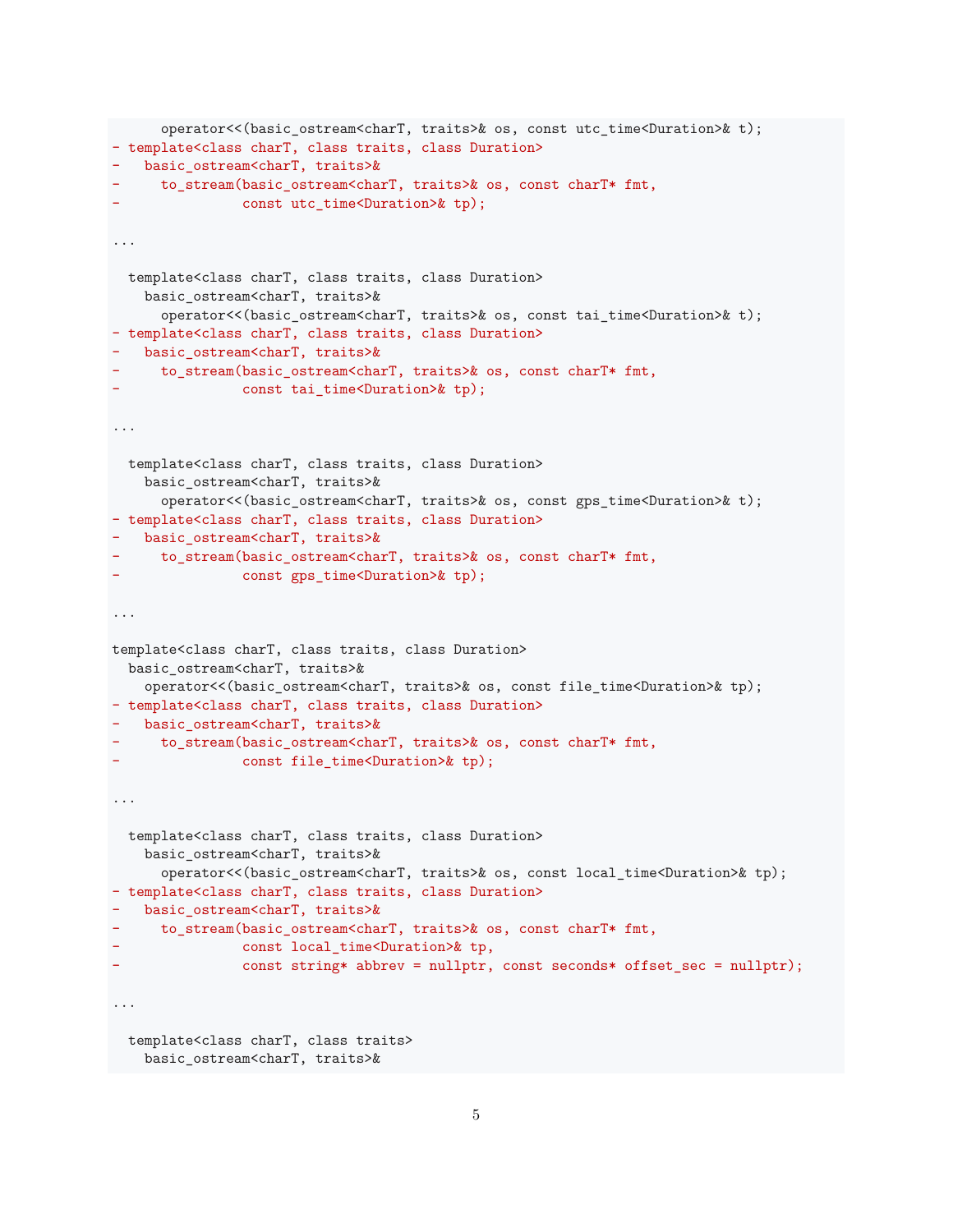```
      operator<<(basic_ostream<charT, traits>& os, const utc_time<Duration>& t);
- template<class charT, class traits, class Duration>
-   basic_ostream<charT, traits>&
-     to_stream(basic_ostream<charT, traits>& os, const charT* fmt,
-               const utc_time<Duration>& tp);

...

  template<class charT, class traits, class Duration>
    basic_ostream<charT, traits>&
      operator<<(basic_ostream<charT, traits>& os, const tai_time<Duration>& t);
- template<class charT, class traits, class Duration>
-   basic_ostream<charT, traits>&
-     to_stream(basic_ostream<charT, traits>& os, const charT* fmt,
-               const tai_time<Duration>& tp);

...

  template<class charT, class traits, class Duration>
    basic_ostream<charT, traits>&
      operator<<(basic_ostream<charT, traits>& os, const gps_time<Duration>& t);
- template<class charT, class traits, class Duration>
-   basic_ostream<charT, traits>&
-     to_stream(basic_ostream<charT, traits>& os, const charT* fmt,
-               const gps_time<Duration>& tp);

...

template<class charT, class traits, class Duration>
  basic_ostream<charT, traits>&
    operator<<(basic_ostream<charT, traits>& os, const file_time<Duration>& tp);
- template<class charT, class traits, class Duration>
-   basic_ostream<charT, traits>&
-     to_stream(basic_ostream<charT, traits>& os, const charT* fmt,
-               const file_time<Duration>& tp);

...

  template<class charT, class traits, class Duration>
    basic_ostream<charT, traits>&
      operator<<(basic_ostream<charT, traits>& os, const local_time<Duration>& tp);
- template<class charT, class traits, class Duration>
-   basic_ostream<charT, traits>&
-     to_stream(basic_ostream<charT, traits>& os, const charT* fmt,
-               const local_time<Duration>& tp,
-               const string* abbrev = nullptr, const seconds* offset_sec = nullptr);

...

  template<class charT, class traits>
    basic_ostream<charT, traits>&
```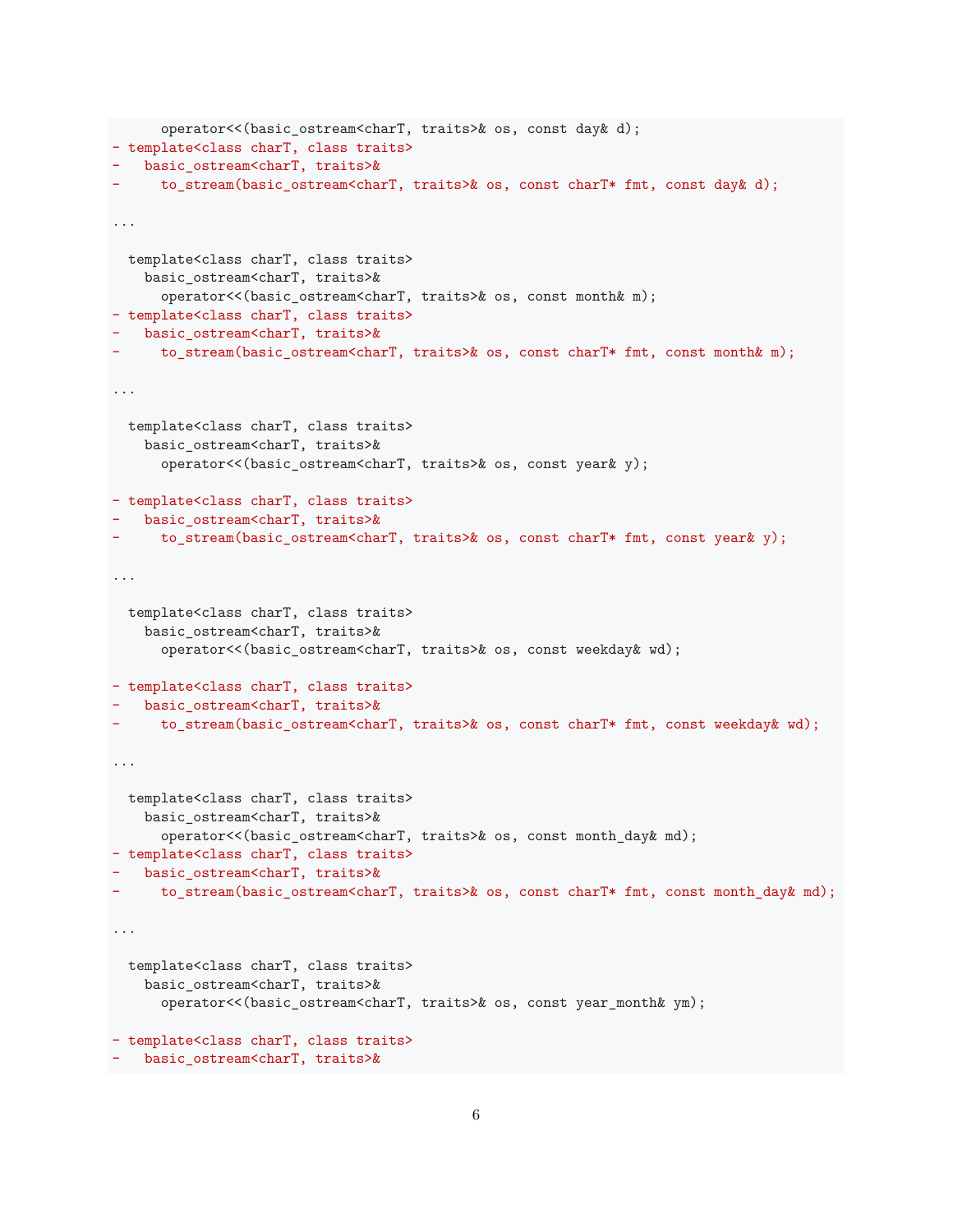```
      operator<<(basic_ostream<charT, traits>& os, const day& d);
- template<class charT, class traits>
-   basic_ostream<charT, traits>&
-     to_stream(basic_ostream<charT, traits>& os, const charT* fmt, const day& d);

...

  template<class charT, class traits>
    basic_ostream<charT, traits>&
      operator<<(basic_ostream<charT, traits>& os, const month& m);
- template<class charT, class traits>
-   basic_ostream<charT, traits>&
-     to_stream(basic_ostream<charT, traits>& os, const charT* fmt, const month& m);

...

  template<class charT, class traits>
    basic_ostream<charT, traits>&
      operator<<(basic_ostream<charT, traits>& os, const year& y);

- template<class charT, class traits>
-   basic_ostream<charT, traits>&
-     to_stream(basic_ostream<charT, traits>& os, const charT* fmt, const year& y);

...

  template<class charT, class traits>
    basic_ostream<charT, traits>&
      operator<<(basic_ostream<charT, traits>& os, const weekday& wd);

- template<class charT, class traits>
-   basic_ostream<charT, traits>&
-     to_stream(basic_ostream<charT, traits>& os, const charT* fmt, const weekday& wd);

...

  template<class charT, class traits>
    basic_ostream<charT, traits>&
      operator<<(basic_ostream<charT, traits>& os, const month_day& md);
- template<class charT, class traits>
-   basic_ostream<charT, traits>&
-     to_stream(basic_ostream<charT, traits>& os, const charT* fmt, const month_day& md);

...

  template<class charT, class traits>
    basic_ostream<charT, traits>&
      operator<<(basic_ostream<charT, traits>& os, const year_month& ym);

- template<class charT, class traits>
-   basic_ostream<charT, traits>&
```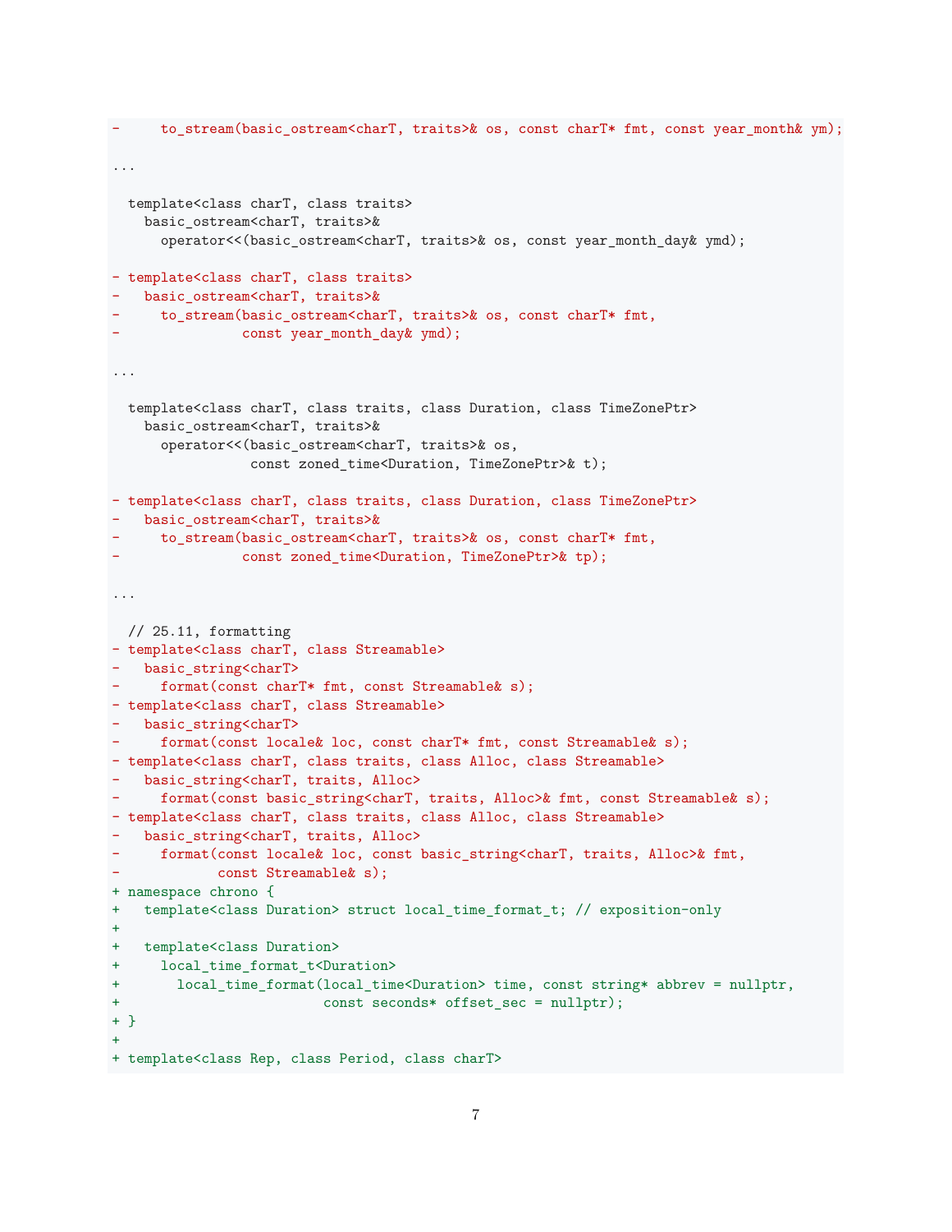```
-     to_stream(basic_ostream<charT, traits>& os, const charT* fmt, const year_month& ym);

...

  template<class charT, class traits>
    basic_ostream<charT, traits>&
      operator<<(basic_ostream<charT, traits>& os, const year_month_day& ymd);

- template<class charT, class traits>
-   basic_ostream<charT, traits>&
-     to_stream(basic_ostream<charT, traits>& os, const charT* fmt,
-               const year_month_day& ymd);

...

  template<class charT, class traits, class Duration, class TimeZonePtr>
    basic_ostream<charT, traits>&
      operator<<(basic_ostream<charT, traits>& os,
                 const zoned_time<Duration, TimeZonePtr>& t);

- template<class charT, class traits, class Duration, class TimeZonePtr>
-   basic_ostream<charT, traits>&
-     to_stream(basic_ostream<charT, traits>& os, const charT* fmt,
-               const zoned_time<Duration, TimeZonePtr>& tp);

...

  // 25.11, formatting
- template<class charT, class Streamable>
-   basic_string<charT>
-     format(const charT* fmt, const Streamable& s);
- template<class charT, class Streamable>
-   basic_string<charT>
-     format(const locale& loc, const charT* fmt, const Streamable& s);
- template<class charT, class traits, class Alloc, class Streamable>
-   basic_string<charT, traits, Alloc>
-     format(const basic_string<charT, traits, Alloc>& fmt, const Streamable& s);
- template<class charT, class traits, class Alloc, class Streamable>
-   basic_string<charT, traits, Alloc>
-     format(const locale& loc, const basic_string<charT, traits, Alloc>& fmt,
-            const Streamable& s);
+ namespace chrono {
+   template<class Duration> struct local_time_format_t; // exposition-only
+
+   template<class Duration>
+     local_time_format_t<Duration>
+       local_time_format(local_time<Duration> time, const string* abbrev = nullptr,
+                         const seconds* offset_sec = nullptr);
+ }
+
+ template<class Rep, class Period, class charT>
```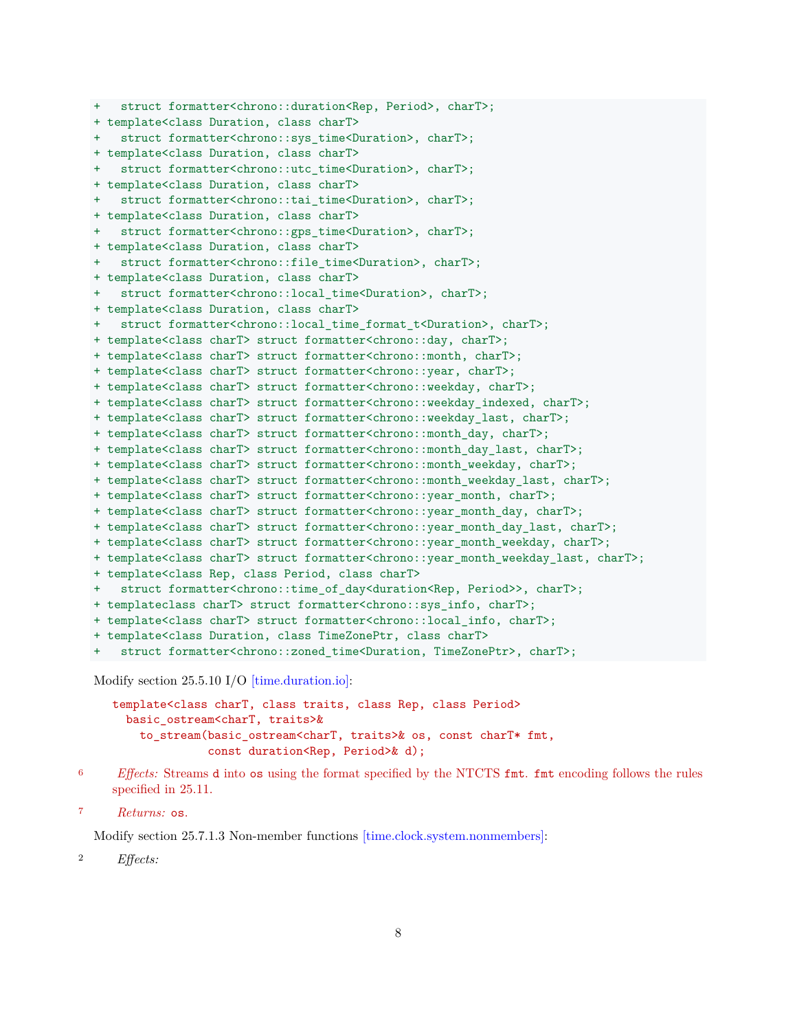```
+   struct formatter<chrono::duration<Rep, Period>, charT>;
+ template<class Duration, class charT>
+   struct formatter<chrono::sys_time<Duration>, charT>;
+ template<class Duration, class charT>
+   struct formatter<chrono::utc_time<Duration>, charT>;
+ template<class Duration, class charT>
+   struct formatter<chrono::tai_time<Duration>, charT>;
+ template<class Duration, class charT>
+   struct formatter<chrono::gps_time<Duration>, charT>;
+ template<class Duration, class charT>
+   struct formatter<chrono::file_time<Duration>, charT>;
+ template<class Duration, class charT>
+   struct formatter<chrono::local_time<Duration>, charT>;
+ template<class Duration, class charT>
+   struct formatter<chrono::local_time_format_t<Duration>, charT>;
+ template<class charT> struct formatter<chrono::day, charT>;
+ template<class charT> struct formatter<chrono::month, charT>;
+ template<class charT> struct formatter<chrono::year, charT>;
+ template<class charT> struct formatter<chrono::weekday, charT>;
+ template<class charT> struct formatter<chrono::weekday_indexed, charT>;
+ template<class charT> struct formatter<chrono::weekday_last, charT>;
+ template<class charT> struct formatter<chrono::month_day, charT>;
+ template<class charT> struct formatter<chrono::month_day_last, charT>;
+ template<class charT> struct formatter<chrono::month_weekday, charT>;
+ template<class charT> struct formatter<chrono::month_weekday_last, charT>;
+ template<class charT> struct formatter<chrono::year_month, charT>;
+ template<class charT> struct formatter<chrono::year_month_day, charT>;
+ template<class charT> struct formatter<chrono::year_month_day_last, charT>;
+ template<class charT> struct formatter<chrono::year_month_weekday, charT>;
+ template<class charT> struct formatter<chrono::year_month_weekday_last, charT>;
+ template<class Rep, class Period, class charT>
+   struct formatter<chrono::time_of_day<duration<Rep, Period>>, charT>;
+ templateclass charT> struct formatter<chrono::sys_info, charT>;
+ template<class charT> struct formatter<chrono::local_info, charT>;
+ template<class Duration, class TimeZonePtr, class charT>
+   struct formatter<chrono::zoned_time<Duration, TimeZonePtr>, charT>;
```

Modify section 25.5.10 I/O [time.duration.io]:

```
template<class charT, class traits, class Rep, class Period>
  basic_ostream<charT, traits>&
    to_stream(basic_ostream<charT, traits>& os, const charT* fmt,
              const duration<Rep, Period>& d);
```

6 *Effects:* Streams `d` into `os` using the format specified by the NTCTS `fmt`. `fmt` encoding follows the rules specified in 25.11.

7 *Returns:* `os`.

Modify section 25.7.1.3 Non-member functions [time.clock.system.nonmembers]:

2 *Effects:*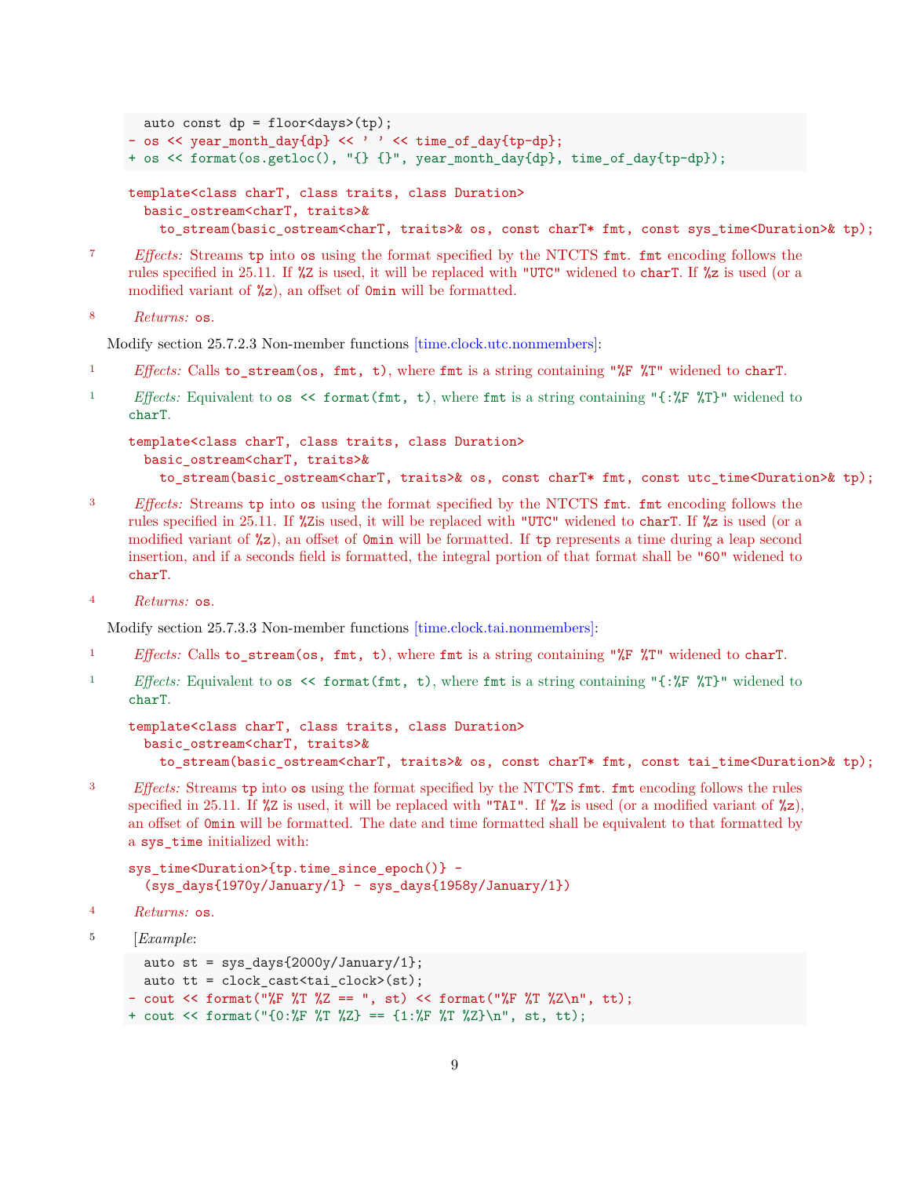```
  auto const dp = floor<days>(tp);
- os << year_month_day{dp} << ' ' << time_of_day{tp-dp};
+ os << format(os.getloc(), "{} {}", year_month_day{dp}, time_of_day{tp-dp});
```

```
template<class charT, class traits, class Duration>
  basic_ostream<charT, traits>&
    to_stream(basic_ostream<charT, traits>& os, const charT* fmt, const sys_time<Duration>& tp);
```

7 *Effects:* Streams `tp` into `os` using the format specified by the NTCTS `fmt`. `fmt` encoding follows the rules specified in 25.11. If `%Z` is used, it will be replaced with `"UTC"` widened to `charT`. If `%z` is used (or a modified variant of `%z`), an offset of `0min` will be formatted.

8 *Returns:* `os`.

Modify section 25.7.2.3 Non-member functions [time.clock.utc.nonmembers]:

1 *Effects:* Calls `to_stream(os, fmt, t)`, where `fmt` is a string containing `"%F %T"` widened to `charT`.

1 *Effects:* Equivalent to `os << format(fmt, t)`, where `fmt` is a string containing `"{:%F %T}"` widened to `charT`.

```
template<class charT, class traits, class Duration>
  basic_ostream<charT, traits>&
    to_stream(basic_ostream<charT, traits>& os, const charT* fmt, const utc_time<Duration>& tp);
```

3 *Effects:* Streams `tp` into `os` using the format specified by the NTCTS `fmt`. `fmt` encoding follows the rules specified in 25.11. If `%Z`is used, it will be replaced with `"UTC"` widened to `charT`. If `%z` is used (or a modified variant of `%z`), an offset of `0min` will be formatted. If `tp` represents a time during a leap second insertion, and if a seconds field is formatted, the integral portion of that format shall be `"60"` widened to `charT`.

4 *Returns:* `os`.

Modify section 25.7.3.3 Non-member functions [time.clock.tai.nonmembers]:

1 *Effects:* Calls `to_stream(os, fmt, t)`, where `fmt` is a string containing `"%F %T"` widened to `charT`.

1 *Effects:* Equivalent to `os << format(fmt, t)`, where `fmt` is a string containing `"{:%F %T}"` widened to `charT`.

```
template<class charT, class traits, class Duration>
  basic_ostream<charT, traits>&
    to_stream(basic_ostream<charT, traits>& os, const charT* fmt, const tai_time<Duration>& tp);
```

3 *Effects:* Streams `tp` into `os` using the format specified by the NTCTS `fmt`. `fmt` encoding follows the rules specified in 25.11. If `%Z` is used, it will be replaced with `"TAI"`. If `%z` is used (or a modified variant of `%z`), an offset of `0min` will be formatted. The date and time formatted shall be equivalent to that formatted by a `sys_time` initialized with:

```
sys_time<Duration>{tp.time_since_epoch()} -
  (sys_days{1970y/January/1} - sys_days{1958y/January/1})
```

4 *Returns:* `os`.

5 [*Example*:

```
  auto st = sys_days{2000y/January/1};
  auto tt = clock_cast<tai_clock>(st);
- cout << format("%F %T %Z == ", st) << format("%F %T %Z\n", tt);
+ cout << format("{0:%F %T %Z} == {1:%F %T %Z}\n", st, tt);
```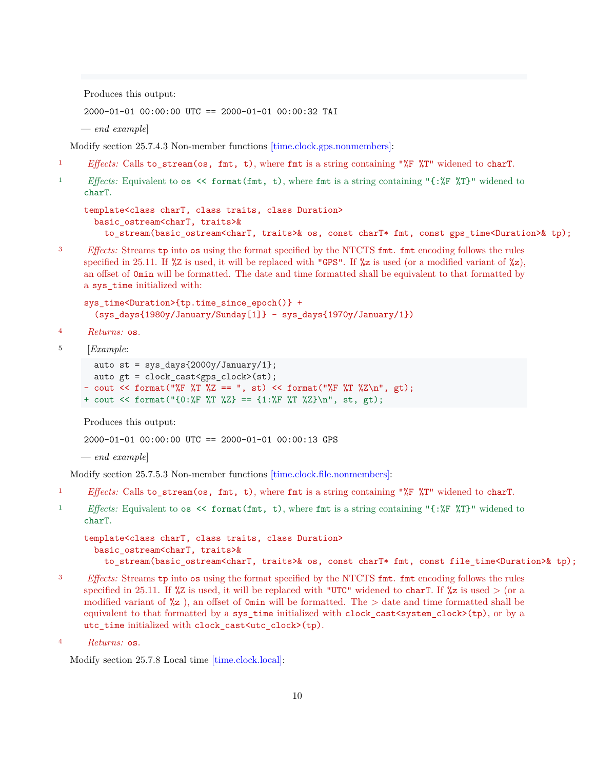Produces this output:

```
2000-01-01 00:00:00 UTC == 2000-01-01 00:00:32 TAI
```

— *end example*]

Modify section 25.7.4.3 Non-member functions [time.clock.gps.nonmembers]:

1 *Effects:* Calls `to_stream(os, fmt, t)`, where `fmt` is a string containing `"%F %T"` widened to `charT`.

1 *Effects:* Equivalent to `os << format(fmt, t)`, where `fmt` is a string containing `"{:%F %T}"` widened to `charT`.

```
template<class charT, class traits, class Duration>
  basic_ostream<charT, traits>&
    to_stream(basic_ostream<charT, traits>& os, const charT* fmt, const gps_time<Duration>& tp);
```

3 *Effects:* Streams `tp` into `os` using the format specified by the NTCTS `fmt`. `fmt` encoding follows the rules specified in 25.11. If `%Z` is used, it will be replaced with `"GPS"`. If `%z` is used (or a modified variant of `%z`), an offset of `0min` will be formatted. The date and time formatted shall be equivalent to that formatted by a `sys_time` initialized with:

```
sys_time<Duration>{tp.time_since_epoch()} +
  (sys_days{1980y/January/Sunday[1]} - sys_days{1970y/January/1})
```

4 *Returns:* `os`.

5 [*Example*:

```
  auto st = sys_days{2000y/January/1};
  auto gt = clock_cast<gps_clock>(st);
- cout << format("%F %T %Z == ", st) << format("%F %T %Z\n", gt);
+ cout << format("{0:%F %T %Z} == {1:%F %T %Z}\n", st, gt);
```

Produces this output:

```
2000-01-01 00:00:00 UTC == 2000-01-01 00:00:13 GPS
```

— *end example*]

Modify section 25.7.5.3 Non-member functions [time.clock.file.nonmembers]:

1 *Effects:* Calls `to_stream(os, fmt, t)`, where `fmt` is a string containing `"%F %T"` widened to `charT`.

1 *Effects:* Equivalent to `os << format(fmt, t)`, where `fmt` is a string containing `"{:%F %T}"` widened to `charT`.

```
template<class charT, class traits, class Duration>
  basic_ostream<charT, traits>&
    to_stream(basic_ostream<charT, traits>& os, const charT* fmt, const file_time<Duration>& tp);
```

3 *Effects:* Streams `tp` into `os` using the format specified by the NTCTS `fmt`. `fmt` encoding follows the rules specified in 25.11. If `%Z` is used, it will be replaced with `"UTC"` widened to `charT`. If `%z` is used > (or a modified variant of `%z` ), an offset of `0min` will be formatted. The > date and time formatted shall be equivalent to that formatted by a `sys_time` initialized with `clock_cast<system_clock>(tp)`, or by a `utc_time` initialized with `clock_cast<utc_clock>(tp)`.

4 *Returns:* `os`.

Modify section 25.7.8 Local time [time.clock.local]: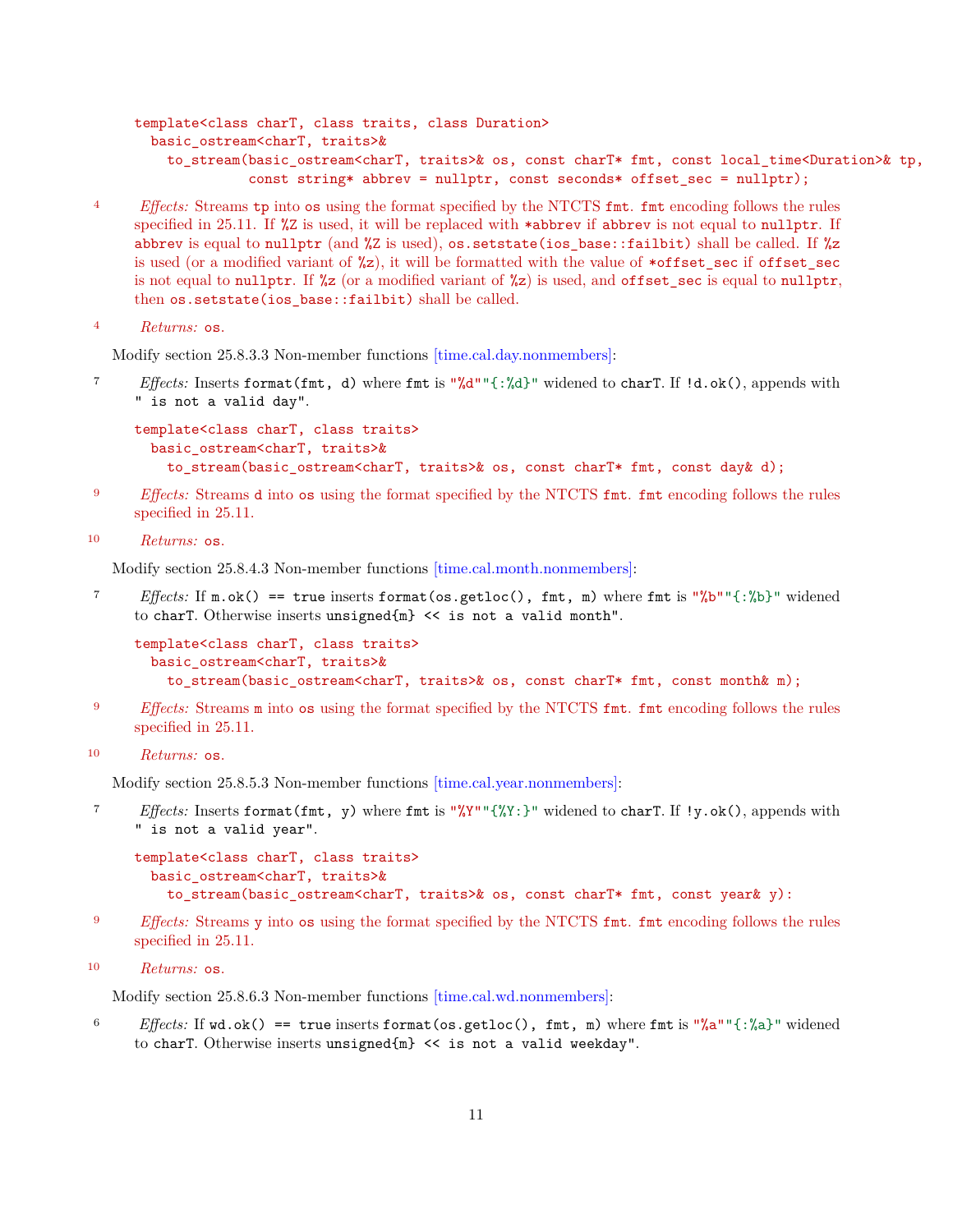```
template<class charT, class traits, class Duration>
  basic_ostream<charT, traits>&
    to_stream(basic_ostream<charT, traits>& os, const charT* fmt, const local_time<Duration>& tp,
              const string* abbrev = nullptr, const seconds* offset_sec = nullptr);
```

4 *Effects:* Streams `tp` into `os` using the format specified by the NTCTS `fmt`. `fmt` encoding follows the rules specified in 25.11. If `%Z` is used, it will be replaced with `*abbrev` if `abbrev` is not equal to `nullptr`. If `abbrev` is equal to `nullptr` (and `%Z` is used), `os.setstate(ios_base::failbit)` shall be called. If `%z` is used (or a modified variant of `%z`), it will be formatted with the value of `*offset_sec` if `offset_sec` is not equal to `nullptr`. If `%z` (or a modified variant of `%z`) is used, and `offset_sec` is equal to `nullptr`, then `os.setstate(ios_base::failbit)` shall be called.

4 *Returns:* `os`.

Modify section 25.8.3.3 Non-member functions [time.cal.day.nonmembers]:

7 *Effects:* Inserts `format(fmt, d)` where `fmt` is `"%d""{:%d}"` widened to `charT`. If `!d.ok()`, appends with `" is not a valid day"`.

```
template<class charT, class traits>
  basic_ostream<charT, traits>&
    to_stream(basic_ostream<charT, traits>& os, const charT* fmt, const day& d);
```

9 *Effects:* Streams `d` into `os` using the format specified by the NTCTS `fmt`. `fmt` encoding follows the rules specified in 25.11.

10 *Returns:* `os`.

Modify section 25.8.4.3 Non-member functions [time.cal.month.nonmembers]:

7 *Effects:* If `m.ok() == true` inserts `format(os.getloc(), fmt, m)` where `fmt` is `"%b""{:%b}"` widened to `charT`. Otherwise inserts `unsigned{m} << is not a valid month"`.

```
template<class charT, class traits>
  basic_ostream<charT, traits>&
    to_stream(basic_ostream<charT, traits>& os, const charT* fmt, const month& m);
```

9 *Effects:* Streams `m` into `os` using the format specified by the NTCTS `fmt`. `fmt` encoding follows the rules specified in 25.11.

10 *Returns:* `os`.

Modify section 25.8.5.3 Non-member functions [time.cal.year.nonmembers]:

7 *Effects:* Inserts `format(fmt, y)` where `fmt` is `"%Y""{%Y:}"` widened to `charT`. If `!y.ok()`, appends with `" is not a valid year"`.

```
template<class charT, class traits>
  basic_ostream<charT, traits>&
    to_stream(basic_ostream<charT, traits>& os, const charT* fmt, const year& y):
```

9 *Effects:* Streams `y` into `os` using the format specified by the NTCTS `fmt`. `fmt` encoding follows the rules specified in 25.11.

10 *Returns:* `os`.

Modify section 25.8.6.3 Non-member functions [time.cal.wd.nonmembers]:

6 *Effects:* If `wd.ok() == true` inserts `format(os.getloc(), fmt, m)` where `fmt` is `"%a""{:%a}"` widened to `charT`. Otherwise inserts `unsigned{m} << is not a valid weekday"`.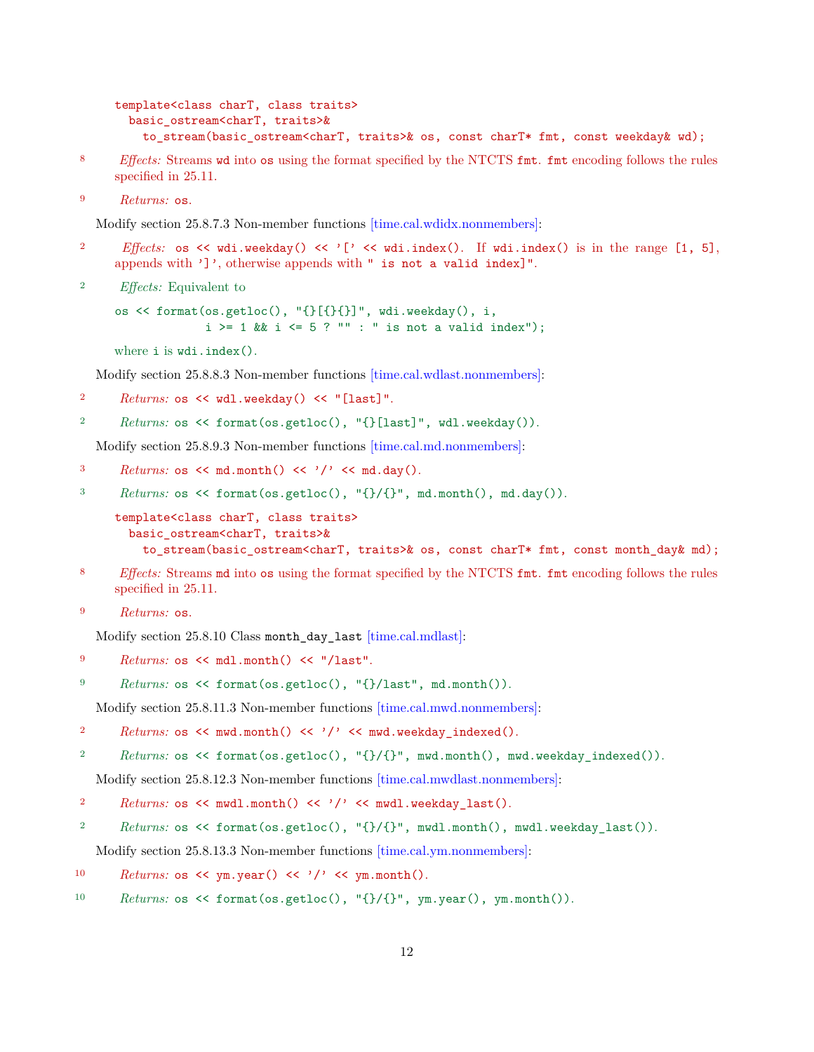```
template<class charT, class traits>
  basic_ostream<charT, traits>&
    to_stream(basic_ostream<charT, traits>& os, const charT* fmt, const weekday& wd);
```

8 *Effects:* Streams `wd` into `os` using the format specified by the NTCTS `fmt`. `fmt` encoding follows the rules specified in 25.11.

9 *Returns:* `os`.

Modify section 25.8.7.3 Non-member functions [time.cal.wdidx.nonmembers]:

2 *Effects:* `os << wdi.weekday() << '[' << wdi.index()`. If `wdi.index()` is in the range `[1, 5]`, appends with `']'`, otherwise appends with `" is not a valid index]"`.

2 *Effects:* Equivalent to

```
os << format(os.getloc(), "{}[{}{}]", wdi.weekday(), i,
             i >= 1 && i <= 5 ? "" : " is not a valid index");
```

where `i` is `wdi.index()`.

Modify section 25.8.8.3 Non-member functions [time.cal.wdlast.nonmembers]:

2 *Returns:* `os << wdl.weekday() << "[last]"`.

2 *Returns:* `os << format(os.getloc(), "{}[last]", wdl.weekday())`.

Modify section 25.8.9.3 Non-member functions [time.cal.md.nonmembers]:

3 *Returns:* `os << md.month() << '/' << md.day()`.

3 *Returns:* `os << format(os.getloc(), "{}/{}", md.month(), md.day())`.

```
template<class charT, class traits>
  basic_ostream<charT, traits>&
    to_stream(basic_ostream<charT, traits>& os, const charT* fmt, const month_day& md);
```

8 *Effects:* Streams `md` into `os` using the format specified by the NTCTS `fmt`. `fmt` encoding follows the rules specified in 25.11.

9 *Returns:* `os`.

Modify section 25.8.10 Class `month_day_last` [time.cal.mdlast]:

9 *Returns:* `os << mdl.month() << "/last"`.

9 *Returns:* `os << format(os.getloc(), "{}/last", md.month())`.

Modify section 25.8.11.3 Non-member functions [time.cal.mwd.nonmembers]:

2 *Returns:* `os << mwd.month() << '/' << mwd.weekday_indexed()`.

2 *Returns:* `os << format(os.getloc(), "{}/{}", mwd.month(), mwd.weekday_indexed())`.

Modify section 25.8.12.3 Non-member functions [time.cal.mwdlast.nonmembers]:

2 *Returns:* `os << mwdl.month() << '/' << mwdl.weekday_last()`.

2 *Returns:* `os << format(os.getloc(), "{}/{}", mwdl.month(), mwdl.weekday_last())`.

Modify section 25.8.13.3 Non-member functions [time.cal.ym.nonmembers]:

10 *Returns:* `os << ym.year() << '/' << ym.month()`.

10 *Returns:* `os << format(os.getloc(), "{}/{}", ym.year(), ym.month())`.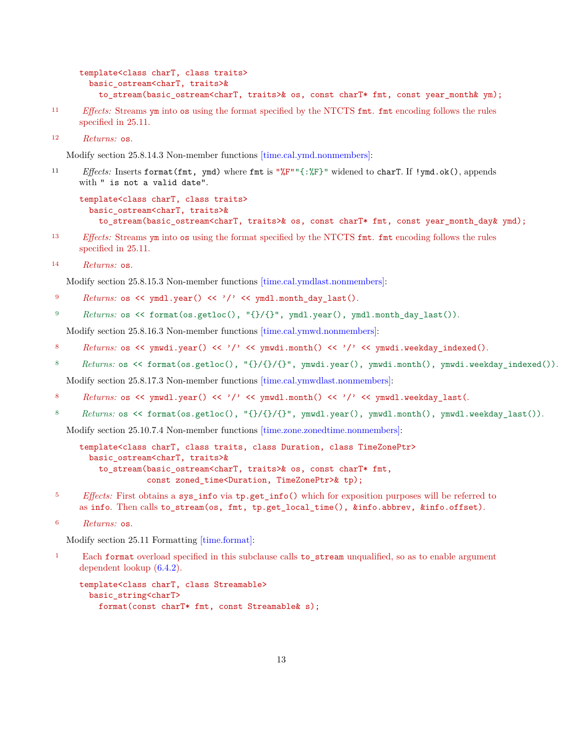```
template<class charT, class traits>
  basic_ostream<charT, traits>&
    to_stream(basic_ostream<charT, traits>& os, const charT* fmt, const year_month& ym);
```

11 *Effects:* Streams `ym` into `os` using the format specified by the NTCTS `fmt`. `fmt` encoding follows the rules specified in 25.11.

12 *Returns:* `os`.

Modify section 25.8.14.3 Non-member functions [time.cal.ymd.nonmembers]:

11 *Effects:* Inserts `format(fmt, ymd)` where `fmt` is `"%F""{:%F}"` widened to `charT`. If `!ymd.ok()`, appends with `" is not a valid date"`.

```
template<class charT, class traits>
  basic_ostream<charT, traits>&
    to_stream(basic_ostream<charT, traits>& os, const charT* fmt, const year_month_day& ymd);
```

13 *Effects:* Streams `ym` into `os` using the format specified by the NTCTS `fmt`. `fmt` encoding follows the rules specified in 25.11.

14 *Returns:* `os`.

Modify section 25.8.15.3 Non-member functions [time.cal.ymdlast.nonmembers]:

9 *Returns:* `os << ymdl.year() << '/' << ymdl.month_day_last()`.

9 *Returns:* `os << format(os.getloc(), "{}/{}", ymdl.year(), ymdl.month_day_last())`.

Modify section 25.8.16.3 Non-member functions [time.cal.ymwd.nonmembers]:

8 *Returns:* `os << ymwdi.year() << '/' << ymwdi.month() << '/' << ymwdi.weekday_indexed()`.

8 *Returns:* `os << format(os.getloc(), "{}/{}/{}", ymwdi.year(), ymwdi.month(), ymwdi.weekday_indexed())`.

Modify section 25.8.17.3 Non-member functions [time.cal.ymwdlast.nonmembers]:

8 *Returns:* `os << ymwdl.year() << '/' << ymwdl.month() << '/' << ymwdl.weekday_last(`.

8 *Returns:* `os << format(os.getloc(), "{}/{}/{}", ymwdl.year(), ymwdl.month(), ymwdl.weekday_last())`.

Modify section 25.10.7.4 Non-member functions [time.zone.zonedtime.nonmembers]:

```
template<class charT, class traits, class Duration, class TimeZonePtr>
  basic_ostream<charT, traits>&
    to_stream(basic_ostream<charT, traits>& os, const charT* fmt,
              const zoned_time<Duration, TimeZonePtr>& tp);
```

5 *Effects:* First obtains a `sys_info` via `tp.get_info()` which for exposition purposes will be referred to as `info`. Then calls `to_stream(os, fmt, tp.get_local_time(), &info.abbrev, &info.offset)`.

6 *Returns:* `os`.

Modify section 25.11 Formatting [time.format]:

1 Each `format` overload specified in this subclause calls `to_stream` unqualified, so as to enable argument dependent lookup (6.4.2).

```
template<class charT, class Streamable>
  basic_string<charT>
    format(const charT* fmt, const Streamable& s);
```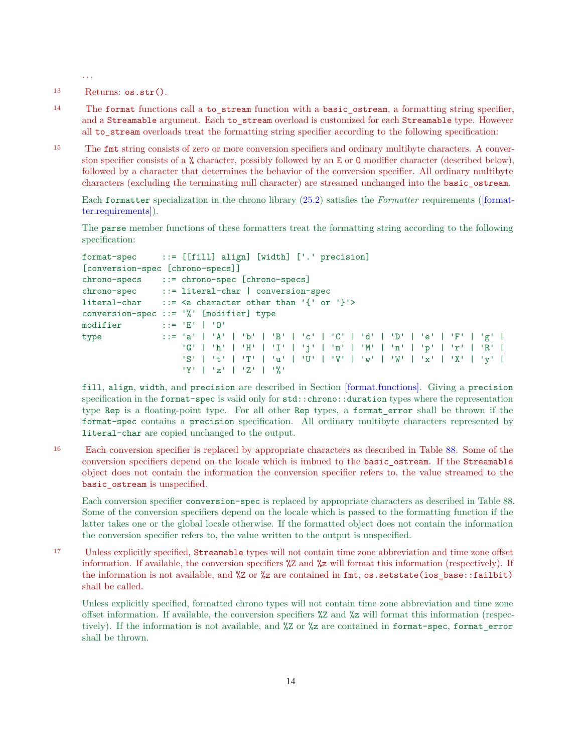...

13 Returns: `os.str()`.

14 The `format` functions call a `to_stream` function with a `basic_ostream`, a formatting string specifier, and a `Streamable` argument. Each `to_stream` overload is customized for each `Streamable` type. However all `to_stream` overloads treat the formatting string specifier according to the following specification:

15 The `fmt` string consists of zero or more conversion specifiers and ordinary multibyte characters. A conversion specifier consists of a `%` character, possibly followed by an `E` or `O` modifier character (described below), followed by a character that determines the behavior of the conversion specifier. All ordinary multibyte characters (excluding the terminating null character) are streamed unchanged into the `basic_ostream`.

Each `formatter` specialization in the chrono library (25.2) satisfies the *Formatter* requirements ([formatter.requirements]).

The `parse` member functions of these formatters treat the formatting string according to the following specification:

```
format-spec     ::= [[fill] align] [width] ['.' precision]
[conversion-spec [chrono-specs]]
chrono-specs    ::= chrono-spec [chrono-specs]
chrono-spec     ::= literal-char | conversion-spec
literal-char    ::= <a character other than '{' or '}'>
conversion-spec ::= '%' [modifier] type
modifier        ::= 'E' | 'O'
type            ::= 'a' | 'A' | 'b' | 'B' | 'c' | 'C' | 'd' | 'D' | 'e' | 'F' | 'g' |
                    'G' | 'h' | 'H' | 'I' | 'j' | 'm' | 'M' | 'n' | 'p' | 'r' | 'R' |
                    'S' | 't' | 'T' | 'u' | 'U' | 'V' | 'w' | 'W' | 'x' | 'X' | 'y' |
                    'Y' | 'z' | 'Z' | '%'
```

`fill`, `align`, `width`, and `precision` are described in Section [format.functions]. Giving a `precision` specification in the `format-spec` is valid only for `std::chrono::duration` types where the representation type `Rep` is a floating-point type. For all other `Rep` types, a `format_error` shall be thrown if the `format-spec` contains a `precision` specification. All ordinary multibyte characters represented by `literal-char` are copied unchanged to the output.

16 Each conversion specifier is replaced by appropriate characters as described in Table 88. Some of the conversion specifiers depend on the locale which is imbued to the `basic_ostream`. If the `Streamable` object does not contain the information the conversion specifier refers to, the value streamed to the `basic_ostream` is unspecified.

Each conversion specifier `conversion-spec` is replaced by appropriate characters as described in Table 88. Some of the conversion specifiers depend on the locale which is passed to the formatting function if the latter takes one or the global locale otherwise. If the formatted object does not contain the information the conversion specifier refers to, the value written to the output is unspecified.

17 Unless explicitly specified, `Streamable` types will not contain time zone abbreviation and time zone offset information. If available, the conversion specifiers `%Z` and `%z` will format this information (respectively). If the information is not available, and `%Z` or `%z` are contained in `fmt`, `os.setstate(ios_base::failbit)` shall be called.

Unless explicitly specified, formatted chrono types will not contain time zone abbreviation and time zone offset information. If available, the conversion specifiers `%Z` and `%z` will format this information (respectively). If the information is not available, and `%Z` or `%z` are contained in `format-spec`, `format_error` shall be thrown.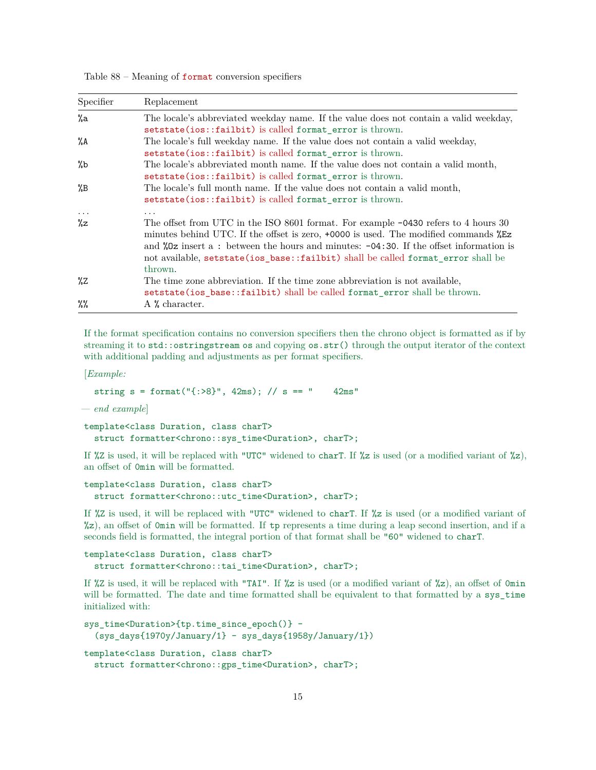Table 88 – Meaning of `format` conversion specifiers

| Specifier | Replacement |
|---|---|
| `%a` | The locale's abbreviated weekday name. If the value does not contain a valid weekday, `setstate(ios::failbit)` is called `format_error` is thrown. |
| `%A` | The locale's full weekday name. If the value does not contain a valid weekday, `setstate(ios::failbit)` is called `format_error` is thrown. |
| `%b` | The locale's abbreviated month name. If the value does not contain a valid month, `setstate(ios::failbit)` is called `format_error` is thrown. |
| `%B` | The locale's full month name. If the value does not contain a valid month, `setstate(ios::failbit)` is called `format_error` is thrown. |
| ... | ... |
| `%z` | The offset from UTC in the ISO 8601 format. For example `-0430` refers to 4 hours 30 minutes behind UTC. If the offset is zero, `+0000` is used. The modified commands `%Ez` and `%Oz` insert a `:` between the hours and minutes: `-04:30`. If the offset information is not available, `setstate(ios_base::failbit)` shall be called `format_error` shall be thrown. |
| `%Z` | The time zone abbreviation. If the time zone abbreviation is not available, `setstate(ios_base::failbit)` shall be called `format_error` shall be thrown. |
| `%%` | A `%` character. |

If the format specification contains no conversion specifiers then the chrono object is formatted as if by streaming it to `std::ostringstream os` and copying `os.str()` through the output iterator of the context with additional padding and adjustments as per format specifiers.

[*Example:*

```
string s = format("{:>8}", 42ms); // s == "    42ms"
```

— *end example*]

```
template<class Duration, class charT>
  struct formatter<chrono::sys_time<Duration>, charT>;
```

If `%Z` is used, it will be replaced with `"UTC"` widened to `charT`. If `%z` is used (or a modified variant of `%z`), an offset of `0min` will be formatted.

```
template<class Duration, class charT>
  struct formatter<chrono::utc_time<Duration>, charT>;
```

If `%Z` is used, it will be replaced with `"UTC"` widened to `charT`. If `%z` is used (or a modified variant of `%z`), an offset of `0min` will be formatted. If `tp` represents a time during a leap second insertion, and if a seconds field is formatted, the integral portion of that format shall be `"60"` widened to `charT`.

```
template<class Duration, class charT>
  struct formatter<chrono::tai_time<Duration>, charT>;
```

If `%Z` is used, it will be replaced with `"TAI"`. If `%z` is used (or a modified variant of `%z`), an offset of `0min` will be formatted. The date and time formatted shall be equivalent to that formatted by a `sys_time` initialized with:

```
sys_time<Duration>{tp.time_since_epoch()} -
  (sys_days{1970y/January/1} - sys_days{1958y/January/1})
```

```
template<class Duration, class charT>
  struct formatter<chrono::gps_time<Duration>, charT>;
```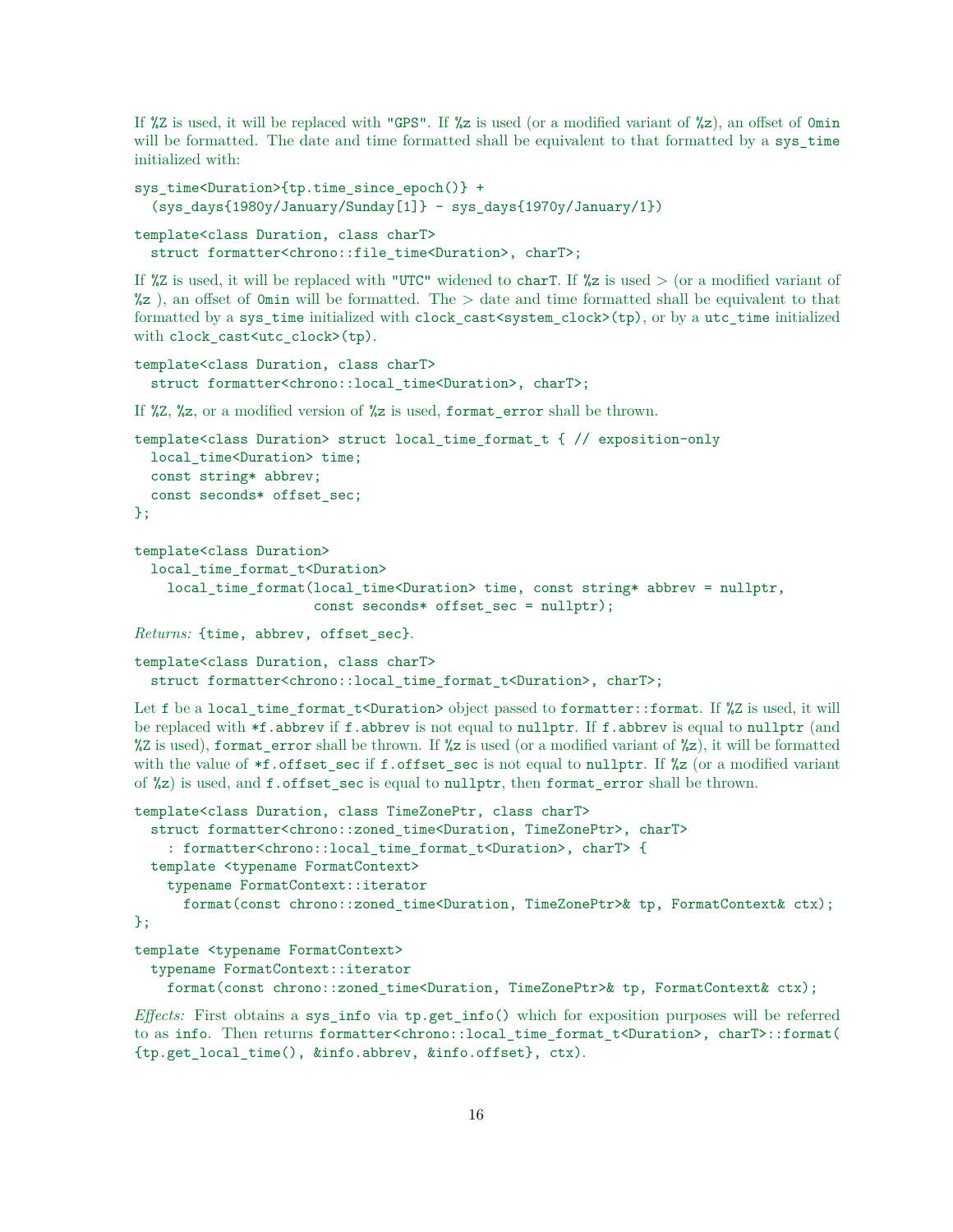If `%Z` is used, it will be replaced with `"GPS"`. If `%z` is used (or a modified variant of `%z`), an offset of `0min` will be formatted. The date and time formatted shall be equivalent to that formatted by a `sys_time` initialized with:

```
sys_time<Duration>{tp.time_since_epoch()} +
  (sys_days{1980y/January/Sunday[1]} - sys_days{1970y/January/1})
```

```
template<class Duration, class charT>
  struct formatter<chrono::file_time<Duration>, charT>;
```

If `%Z` is used, it will be replaced with `"UTC"` widened to `charT`. If `%z` is used > (or a modified variant of `%z` ), an offset of `0min` will be formatted. The > date and time formatted shall be equivalent to that formatted by a `sys_time` initialized with `clock_cast<system_clock>(tp)`, or by a `utc_time` initialized with `clock_cast<utc_clock>(tp)`.

```
template<class Duration, class charT>
  struct formatter<chrono::local_time<Duration>, charT>;
```

If `%Z`, `%z`, or a modified version of `%z` is used, `format_error` shall be thrown.

```
template<class Duration> struct local_time_format_t { // exposition-only
  local_time<Duration> time;
  const string* abbrev;
  const seconds* offset_sec;
};

template<class Duration>
  local_time_format_t<Duration>
    local_time_format(local_time<Duration> time, const string* abbrev = nullptr,
                      const seconds* offset_sec = nullptr);
```

*Returns:* `{time, abbrev, offset_sec}`.

```
template<class Duration, class charT>
  struct formatter<chrono::local_time_format_t<Duration>, charT>;
```

Let `f` be a `local_time_format_t<Duration>` object passed to `formatter::format`. If `%Z` is used, it will be replaced with `*f.abbrev` if `f.abbrev` is not equal to `nullptr`. If `f.abbrev` is equal to `nullptr` (and `%Z` is used), `format_error` shall be thrown. If `%z` is used (or a modified variant of `%z`), it will be formatted with the value of `*f.offset_sec` if `f.offset_sec` is not equal to `nullptr`. If `%z` (or a modified variant of `%z`) is used, and `f.offset_sec` is equal to `nullptr`, then `format_error` shall be thrown.

```
template<class Duration, class TimeZonePtr, class charT>
  struct formatter<chrono::zoned_time<Duration, TimeZonePtr>, charT>
    : formatter<chrono::local_time_format_t<Duration>, charT> {
  template <typename FormatContext>
    typename FormatContext::iterator
      format(const chrono::zoned_time<Duration, TimeZonePtr>& tp, FormatContext& ctx);
};
```

```
template <typename FormatContext>
  typename FormatContext::iterator
    format(const chrono::zoned_time<Duration, TimeZonePtr>& tp, FormatContext& ctx);
```

*Effects:* First obtains a `sys_info` via `tp.get_info()` which for exposition purposes will be referred to as `info`. Then returns `formatter<chrono::local_time_format_t<Duration>, charT>::format( {tp.get_local_time(), &info.abbrev, &info.offset}, ctx)`.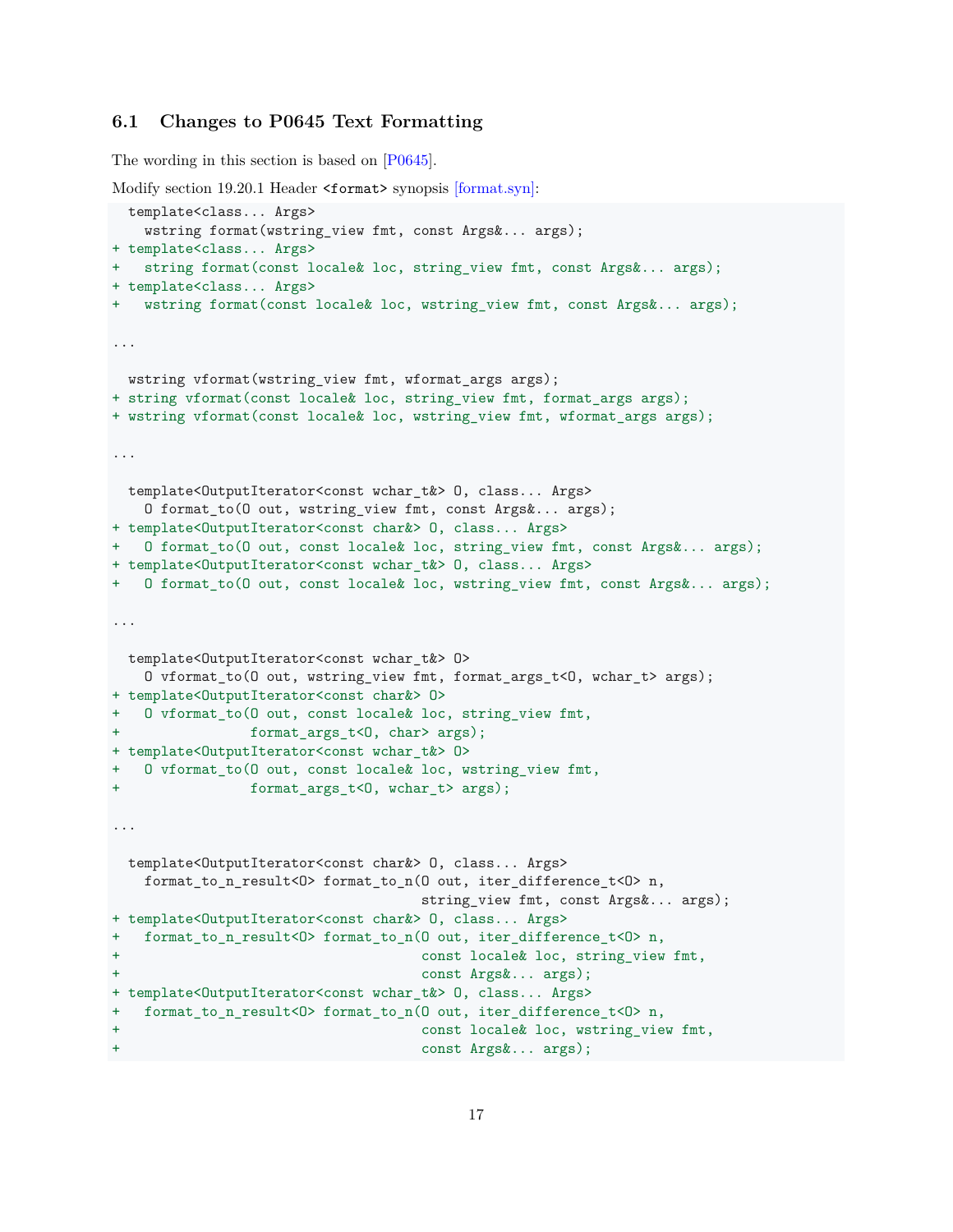### 6.1 Changes to P0645 Text Formatting

The wording in this section is based on [P0645].

Modify section 19.20.1 Header `<format>` synopsis [format.syn]:

```
  template<class... Args>
    wstring format(wstring_view fmt, const Args&... args);
+ template<class... Args>
+   string format(const locale& loc, string_view fmt, const Args&... args);
+ template<class... Args>
+   wstring format(const locale& loc, wstring_view fmt, const Args&... args);

...

  wstring vformat(wstring_view fmt, wformat_args args);
+ string vformat(const locale& loc, string_view fmt, format_args args);
+ wstring vformat(const locale& loc, wstring_view fmt, wformat_args args);

...

  template<OutputIterator<const wchar_t&> O, class... Args>
    O format_to(O out, wstring_view fmt, const Args&... args);
+ template<OutputIterator<const char&> O, class... Args>
+   O format_to(O out, const locale& loc, string_view fmt, const Args&... args);
+ template<OutputIterator<const wchar_t&> O, class... Args>
+   O format_to(O out, const locale& loc, wstring_view fmt, const Args&... args);

...

  template<OutputIterator<const wchar_t&> O>
    O vformat_to(O out, wstring_view fmt, format_args_t<O, wchar_t> args);
+ template<OutputIterator<const char&> O>
+   O vformat_to(O out, const locale& loc, string_view fmt,
+                format_args_t<O, char> args);
+ template<OutputIterator<const wchar_t&> O>
+   O vformat_to(O out, const locale& loc, wstring_view fmt,
+                format_args_t<O, wchar_t> args);

...

  template<OutputIterator<const char&> O, class... Args>
    format_to_n_result<O> format_to_n(O out, iter_difference_t<O> n,
                                      string_view fmt, const Args&... args);
+ template<OutputIterator<const char&> O, class... Args>
+   format_to_n_result<O> format_to_n(O out, iter_difference_t<O> n,
+                                     const locale& loc, string_view fmt,
+                                     const Args&... args);
+ template<OutputIterator<const wchar_t&> O, class... Args>
+   format_to_n_result<O> format_to_n(O out, iter_difference_t<O> n,
+                                     const locale& loc, wstring_view fmt,
+                                     const Args&... args);
```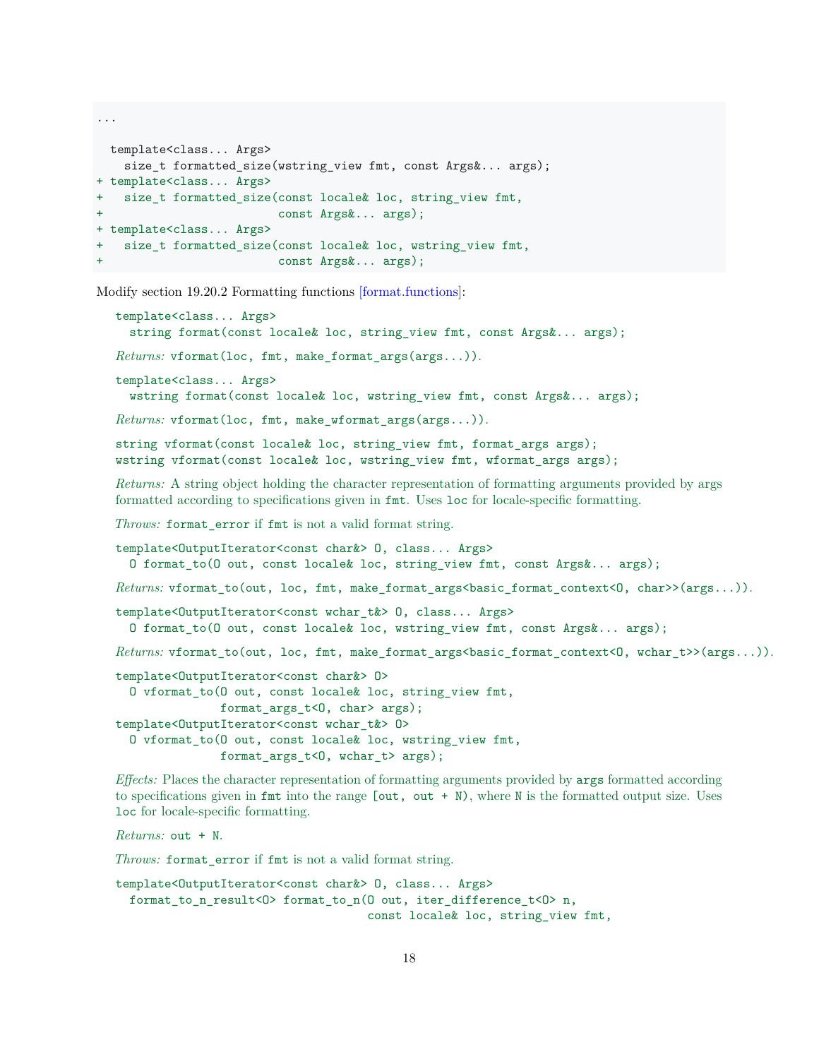```
...

  template<class... Args>
    size_t formatted_size(wstring_view fmt, const Args&... args);
+ template<class... Args>
+   size_t formatted_size(const locale& loc, string_view fmt,
+                         const Args&... args);
+ template<class... Args>
+   size_t formatted_size(const locale& loc, wstring_view fmt,
+                         const Args&... args);
```

Modify section 19.20.2 Formatting functions [format.functions]:

```
template<class... Args>
  string format(const locale& loc, string_view fmt, const Args&... args);
```

*Returns:* `vformat(loc, fmt, make_format_args(args...))`.

```
template<class... Args>
  wstring format(const locale& loc, wstring_view fmt, const Args&... args);
```

*Returns:* `vformat(loc, fmt, make_wformat_args(args...))`.

```
string vformat(const locale& loc, string_view fmt, format_args args);
wstring vformat(const locale& loc, wstring_view fmt, wformat_args args);
```

*Returns:* A string object holding the character representation of formatting arguments provided by args formatted according to specifications given in `fmt`. Uses `loc` for locale-specific formatting.

*Throws:* `format_error` if `fmt` is not a valid format string.

```
template<OutputIterator<const char&> O, class... Args>
  O format_to(O out, const locale& loc, string_view fmt, const Args&... args);
```

*Returns:* `vformat_to(out, loc, fmt, make_format_args<basic_format_context<O, char>>(args...))`.

```
template<OutputIterator<const wchar_t&> O, class... Args>
  O format_to(O out, const locale& loc, wstring_view fmt, const Args&... args);
```

*Returns:* `vformat_to(out, loc, fmt, make_format_args<basic_format_context<O, wchar_t>>(args...))`.

```
template<OutputIterator<const char&> O>
  O vformat_to(O out, const locale& loc, string_view fmt,
               format_args_t<O, char> args);
template<OutputIterator<const wchar_t&> O>
  O vformat_to(O out, const locale& loc, wstring_view fmt,
               format_args_t<O, wchar_t> args);
```

*Effects:* Places the character representation of formatting arguments provided by `args` formatted according to specifications given in `fmt` into the range `[out, out + N)`, where `N` is the formatted output size. Uses `loc` for locale-specific formatting.

*Returns:* `out + N`.

*Throws:* `format_error` if `fmt` is not a valid format string.

```
template<OutputIterator<const char&> O, class... Args>
  format_to_n_result<O> format_to_n(O out, iter_difference_t<O> n,
                                    const locale& loc, string_view fmt,
```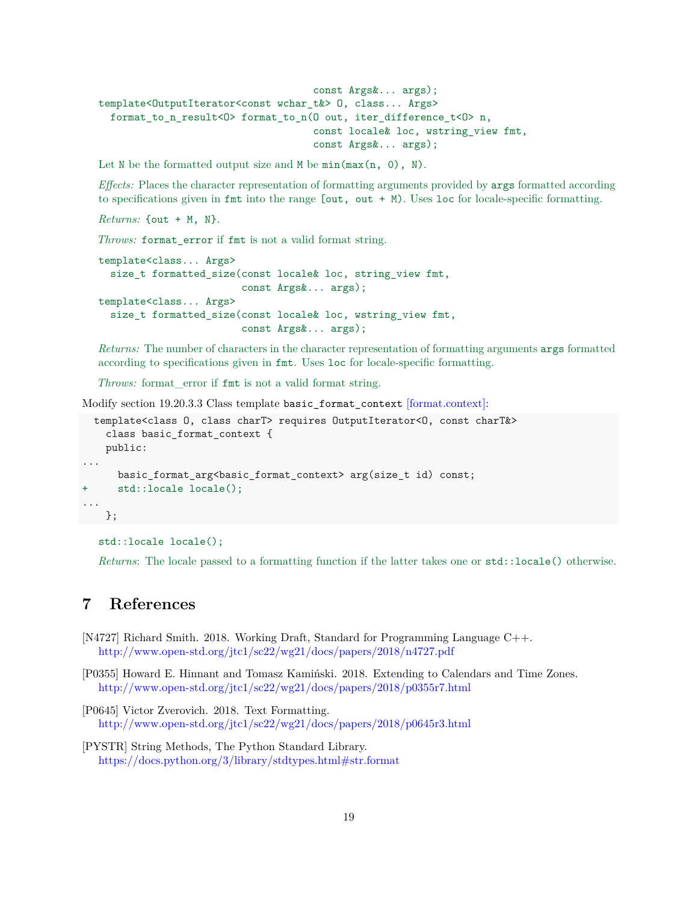```
                                    const Args&... args);
template<OutputIterator<const wchar_t&> O, class... Args>
  format_to_n_result<O> format_to_n(O out, iter_difference_t<O> n,
                                    const locale& loc, wstring_view fmt,
                                    const Args&... args);
```

Let `N` be the formatted output size and `M` be `min(max(n, 0), N)`.

*Effects:* Places the character representation of formatting arguments provided by `args` formatted according to specifications given in `fmt` into the range `[out, out + M)`. Uses `loc` for locale-specific formatting.

*Returns:* `{out + M, N}`.

*Throws:* `format_error` if `fmt` is not a valid format string.

```
template<class... Args>
  size_t formatted_size(const locale& loc, string_view fmt,
                        const Args&... args);
template<class... Args>
  size_t formatted_size(const locale& loc, wstring_view fmt,
                        const Args&... args);
```

*Returns:* The number of characters in the character representation of formatting arguments `args` formatted according to specifications given in `fmt`. Uses `loc` for locale-specific formatting.

*Throws:* format_error if `fmt` is not a valid format string.

Modify section 19.20.3.3 Class template `basic_format_context` [format.context]:

```
  template<class O, class charT> requires OutputIterator<O, const charT&>
    class basic_format_context {
    public:
...
      basic_format_arg<basic_format_context> arg(size_t id) const;
+     std::locale locale();
...
    };
```

```
std::locale locale();
```

*Returns*: The locale passed to a formatting function if the latter takes one or `std::locale()` otherwise.

# 7 References

[N4727] Richard Smith. 2018. Working Draft, Standard for Programming Language C++.
http://www.open-std.org/jtc1/sc22/wg21/docs/papers/2018/n4727.pdf

[P0355] Howard E. Hinnant and Tomasz Kamiński. 2018. Extending to Calendars and Time Zones.
http://www.open-std.org/jtc1/sc22/wg21/docs/papers/2018/p0355r7.html

[P0645] Victor Zverovich. 2018. Text Formatting.
http://www.open-std.org/jtc1/sc22/wg21/docs/papers/2018/p0645r3.html

[PYSTR] String Methods, The Python Standard Library.
https://docs.python.org/3/library/stdtypes.html#str.format